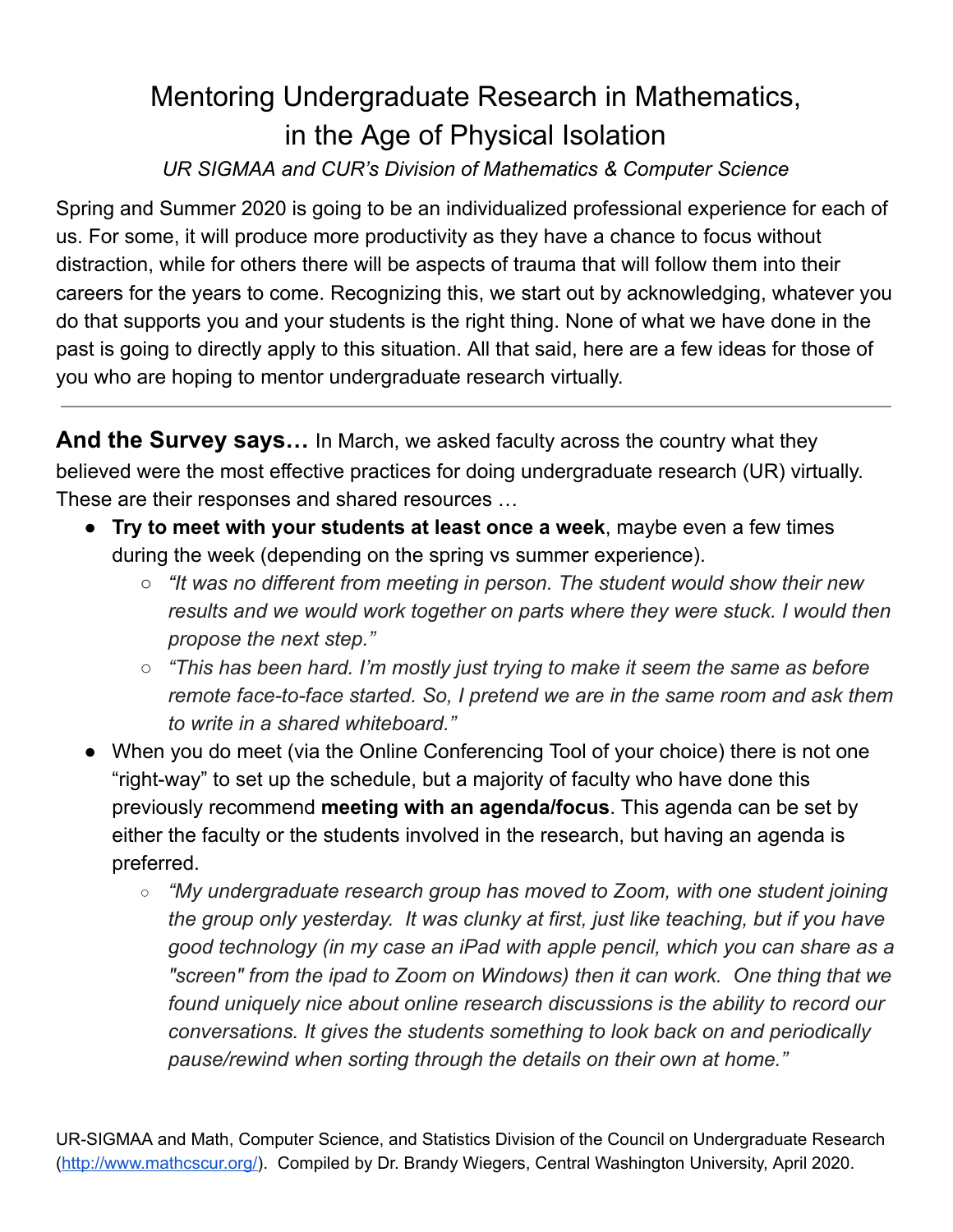# Mentoring Undergraduate Research in Mathematics, in the Age of Physical Isolation

*UR SIGMAA and CUR's Division of Mathematics & Computer Science*

Spring and Summer 2020 is going to be an individualized professional experience for each of us. For some, it will produce more productivity as they have a chance to focus without distraction, while for others there will be aspects of trauma that will follow them into their careers for the years to come. Recognizing this, we start out by acknowledging, whatever you do that supports you and your students is the right thing. None of what we have done in the past is going to directly apply to this situation. All that said, here are a few ideas for those of you who are hoping to mentor undergraduate research virtually.

---

**And the Survey says…** In March, we asked faculty across the country what they believed were the most effective practices for doing undergraduate research (UR) virtually. These are their responses and shared resources …

- **Try to meet with your students at least once a week**, maybe even a few times during the week (depending on the spring vs summer experience).
    - *"It was no different from meeting in person. The student would show their new results and we would work together on parts where they were stuck. I would then propose the next step."*
    - *"This has been hard. I'm mostly just trying to make it seem the same as before remote face-to-face started. So, I pretend we are in the same room and ask them to write in a shared whiteboard."*
- When you do meet (via the Online Conferencing Tool of your choice) there is not one "right-way" to set up the schedule, but a majority of faculty who have done this previously recommend **meeting with an agenda/focus**. This agenda can be set by either the faculty or the students involved in the research, but having an agenda is preferred.
    - *"My undergraduate research group has moved to Zoom, with one student joining the group only yesterday. It was clunky at first, just like teaching, but if you have good technology (in my case an iPad with apple pencil, which you can share as a "screen" from the ipad to Zoom on Windows) then it can work. One thing that we found uniquely nice about online research discussions is the ability to record our conversations. It gives the students something to look back on and periodically pause/rewind when sorting through the details on their own at home."*

UR-SIGMAA and Math, Computer Science, and Statistics Division of the Council on Undergraduate Research (http://www.mathcscur.org/). Compiled by Dr. Brandy Wiegers, Central Washington University, April 2020.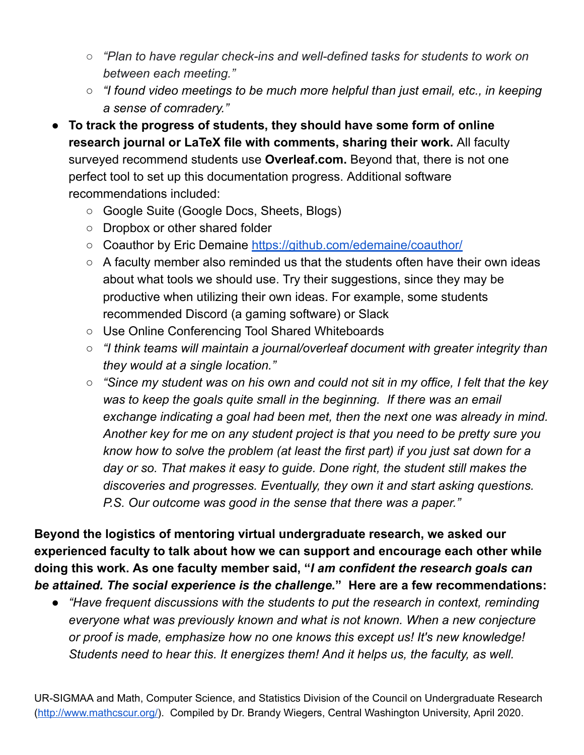- *"Plan to have regular check-ins and well-defined tasks for students to work on between each meeting."*
    - *"I found video meetings to be much more helpful than just email, etc., in keeping a sense of comradery."*
- **To track the progress of students, they should have some form of online research journal or LaTeX file with comments, sharing their work.** All faculty surveyed recommend students use **Overleaf.com.** Beyond that, there is not one perfect tool to set up this documentation progress. Additional software recommendations included:
    - Google Suite (Google Docs, Sheets, Blogs)
    - Dropbox or other shared folder
    - Coauthor by Eric Demaine [https://github.com/edemaine/coauthor/](https://github.com/edemaine/coauthor/)
    - A faculty member also reminded us that the students often have their own ideas about what tools we should use. Try their suggestions, since they may be productive when utilizing their own ideas. For example, some students recommended Discord (a gaming software) or Slack
    - Use Online Conferencing Tool Shared Whiteboards
    - *"I think teams will maintain a journal/overleaf document with greater integrity than they would at a single location."*
    - *"Since my student was on his own and could not sit in my office, I felt that the key was to keep the goals quite small in the beginning. If there was an email exchange indicating a goal had been met, then the next one was already in mind. Another key for me on any student project is that you need to be pretty sure you know how to solve the problem (at least the first part) if you just sat down for a day or so. That makes it easy to guide. Done right, the student still makes the discoveries and progresses. Eventually, they own it and start asking questions. P.S. Our outcome was good in the sense that there was a paper."*

**Beyond the logistics of mentoring virtual undergraduate research, we asked our experienced faculty to talk about how we can support and encourage each other while doing this work. As one faculty member said, "*I am confident the research goals can be attained. The social experience is the challenge.*" Here are a few recommendations:**

- *"Have frequent discussions with the students to put the research in context, reminding everyone what was previously known and what is not known. When a new conjecture or proof is made, emphasize how no one knows this except us! It's new knowledge! Students need to hear this. It energizes them! And it helps us, the faculty, as well.*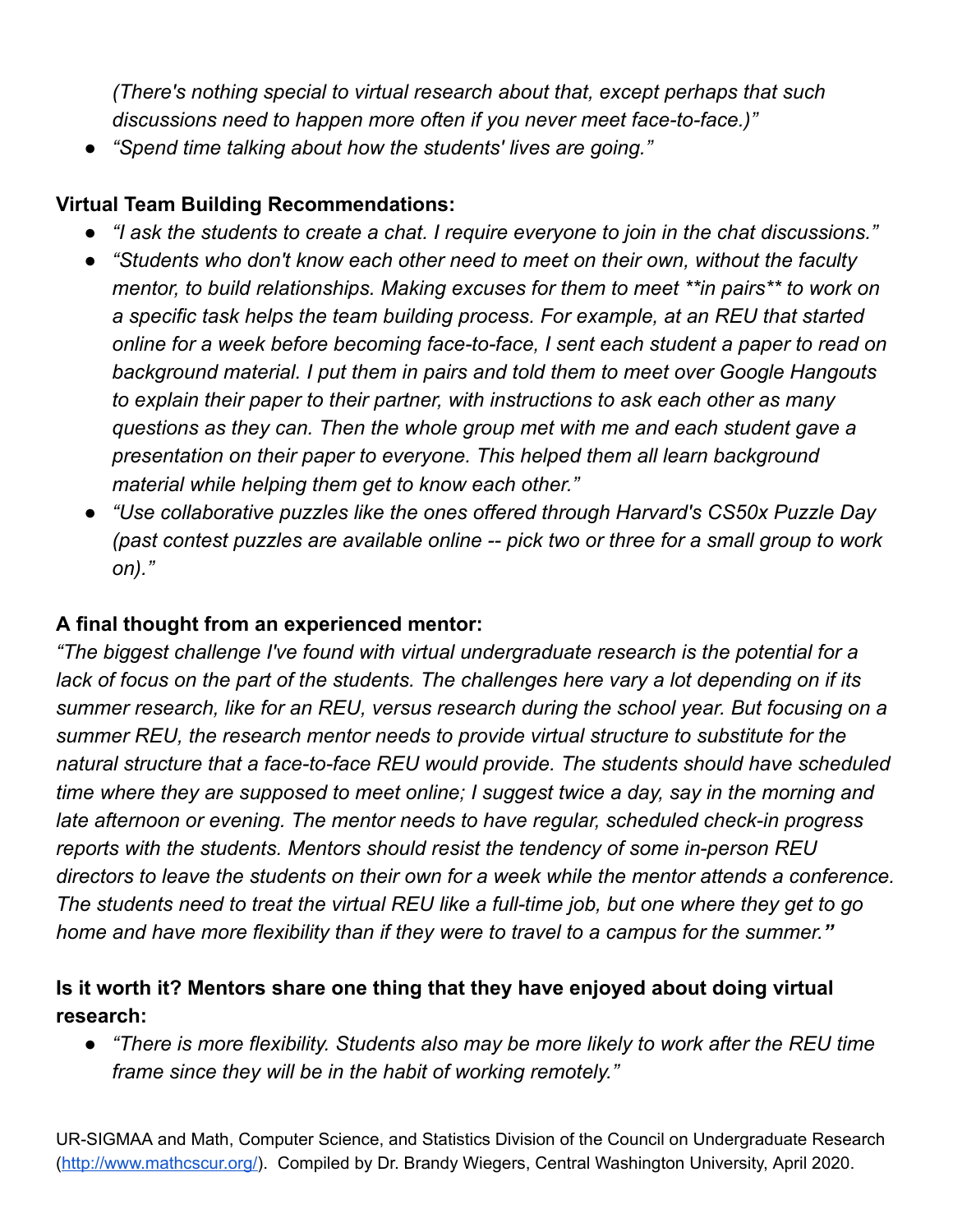*(There's nothing special to virtual research about that, except perhaps that such discussions need to happen more often if you never meet face-to-face.)"*

- *"Spend time talking about how the students' lives are going."*

**Virtual Team Building Recommendations:**

- *"I ask the students to create a chat. I require everyone to join in the chat discussions."*
- *"Students who don't know each other need to meet on their own, without the faculty mentor, to build relationships. Making excuses for them to meet **in pairs** to work on a specific task helps the team building process. For example, at an REU that started online for a week before becoming face-to-face, I sent each student a paper to read on background material. I put them in pairs and told them to meet over Google Hangouts to explain their paper to their partner, with instructions to ask each other as many questions as they can. Then the whole group met with me and each student gave a presentation on their paper to everyone. This helped them all learn background material while helping them get to know each other."*
- *"Use collaborative puzzles like the ones offered through Harvard's CS50x Puzzle Day (past contest puzzles are available online -- pick two or three for a small group to work on)."*

**A final thought from an experienced mentor:**

*"The biggest challenge I've found with virtual undergraduate research is the potential for a lack of focus on the part of the students. The challenges here vary a lot depending on if its summer research, like for an REU, versus research during the school year. But focusing on a summer REU, the research mentor needs to provide virtual structure to substitute for the natural structure that a face-to-face REU would provide. The students should have scheduled time where they are supposed to meet online; I suggest twice a day, say in the morning and late afternoon or evening. The mentor needs to have regular, scheduled check-in progress reports with the students. Mentors should resist the tendency of some in-person REU directors to leave the students on their own for a week while the mentor attends a conference. The students need to treat the virtual REU like a full-time job, but one where they get to go home and have more flexibility than if they were to travel to a campus for the summer."*

**Is it worth it? Mentors share one thing that they have enjoyed about doing virtual research:**

- *"There is more flexibility. Students also may be more likely to work after the REU time frame since they will be in the habit of working remotely."*

UR-SIGMAA and Math, Computer Science, and Statistics Division of the Council on Undergraduate Research (http://www.mathcscur.org/). Compiled by Dr. Brandy Wiegers, Central Washington University, April 2020.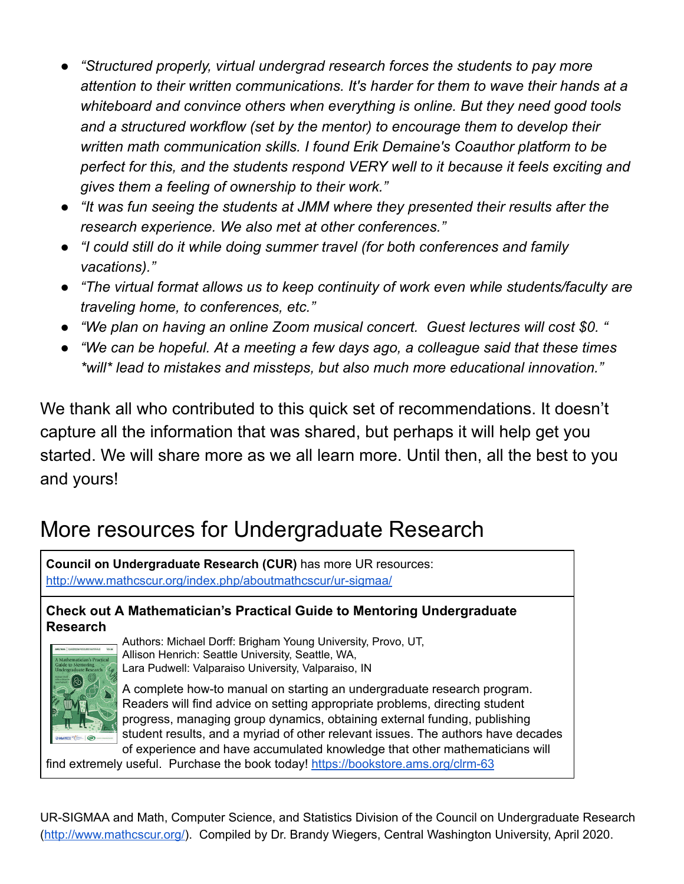- *"Structured properly, virtual undergrad research forces the students to pay more attention to their written communications. It's harder for them to wave their hands at a whiteboard and convince others when everything is online. But they need good tools and a structured workflow (set by the mentor) to encourage them to develop their written math communication skills. I found Erik Demaine's Coauthor platform to be perfect for this, and the students respond VERY well to it because it feels exciting and gives them a feeling of ownership to their work."*
- *"It was fun seeing the students at JMM where they presented their results after the research experience. We also met at other conferences."*
- *"I could still do it while doing summer travel (for both conferences and family vacations)."*
- *"The virtual format allows us to keep continuity of work even while students/faculty are traveling home, to conferences, etc."*
- *"We plan on having an online Zoom musical concert. Guest lectures will cost $0. "*
- *"We can be hopeful. At a meeting a few days ago, a colleague said that these times *will* lead to mistakes and missteps, but also much more educational innovation."*

We thank all who contributed to this quick set of recommendations. It doesn't capture all the information that was shared, but perhaps it will help get you started. We will share more as we all learn more. Until then, all the best to you and yours!

## More resources for Undergraduate Research

**Council on Undergraduate Research (CUR)** has more UR resources: http://www.mathcscur.org/index.php/aboutmathcscur/ur-sigmaa/

**Check out A Mathematician's Practical Guide to Mentoring Undergraduate Research**

Authors: Michael Dorff: Brigham Young University, Provo, UT,
Allison Henrich: Seattle University, Seattle, WA,
Lara Pudwell: Valparaiso University, Valparaiso, IN

A complete how-to manual on starting an undergraduate research program. Readers will find advice on setting appropriate problems, directing student progress, managing group dynamics, obtaining external funding, publishing student results, and a myriad of other relevant issues. The authors have decades of experience and have accumulated knowledge that other mathematicians will find extremely useful. Purchase the book today! https://bookstore.ams.org/clrm-63

UR-SIGMAA and Math, Computer Science, and Statistics Division of the Council on Undergraduate Research (http://www.mathcscur.org/). Compiled by Dr. Brandy Wiegers, Central Washington University, April 2020.